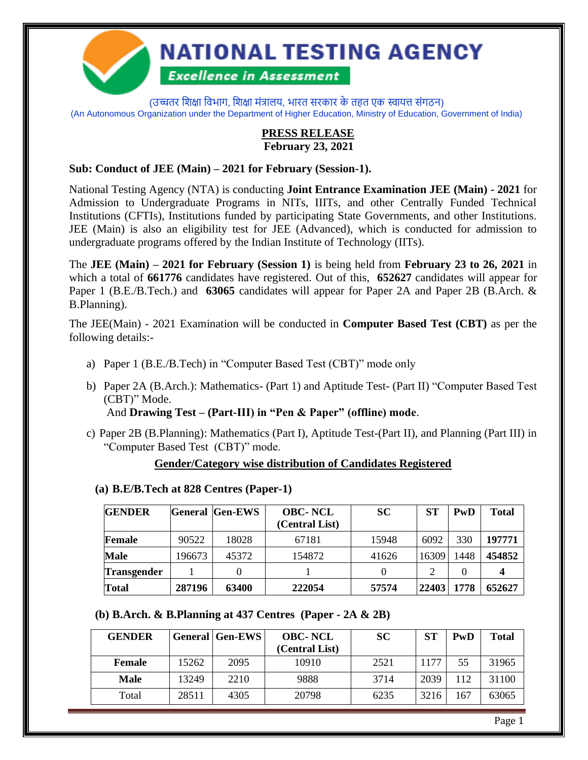# NATIONAL TESTING AGENCY

*Excellence in Assessment*

(उच्चतर शिक्षा विभाग, शिक्षा मंत्रालय, भारत सरकार के तहत एक स्वायत्त संगठन)
(An Autonomous Organization under the Department of Higher Education, Ministry of Education, Government of India)

**PRESS RELEASE**
**February 23, 2021**

**Sub: Conduct of JEE (Main) – 2021 for February (Session-1).**

National Testing Agency (NTA) is conducting **Joint Entrance Examination JEE (Main) - 2021** for Admission to Undergraduate Programs in NITs, IIITs, and other Centrally Funded Technical Institutions (CFTIs), Institutions funded by participating State Governments, and other Institutions. JEE (Main) is also an eligibility test for JEE (Advanced), which is conducted for admission to undergraduate programs offered by the Indian Institute of Technology (IITs).

The **JEE (Main) – 2021 for February (Session 1)** is being held from **February 23 to 26, 2021** in which a total of **661776** candidates have registered. Out of this, **652627** candidates will appear for Paper 1 (B.E./B.Tech.) and **63065** candidates will appear for Paper 2A and Paper 2B (B.Arch. & B.Planning).

The JEE(Main) - 2021 Examination will be conducted in **Computer Based Test (CBT)** as per the following details:-

a) Paper 1 (B.E./B.Tech) in "Computer Based Test (CBT)" mode only

b) Paper 2A (B.Arch.): Mathematics- (Part 1) and Aptitude Test- (Part II) "Computer Based Test (CBT)" Mode.
And **Drawing Test – (Part-III) in "Pen & Paper" (offline) mode**.

c) Paper 2B (B.Planning): Mathematics (Part I), Aptitude Test-(Part II), and Planning (Part III) in "Computer Based Test (CBT)" mode.

**Gender/Category wise distribution of Candidates Registered**

**(a) B.E/B.Tech at 828 Centres (Paper-1)**

| GENDER | General | Gen-EWS | OBC- NCL (Central List) | SC | ST | PwD | Total |
|---|---|---|---|---|---|---|---|
| **Female** | 90522 | 18028 | 67181 | 15948 | 6092 | 330 | **197771** |
| **Male** | 196673 | 45372 | 154872 | 41626 | 16309 | 1448 | **454852** |
| **Transgender** | 1 | 0 | 1 | 0 | 2 | 0 | **4** |
| **Total** | **287196** | **63400** | **222054** | **57574** | **22403** | **1778** | **652627** |

**(b) B.Arch. & B.Planning at 437 Centres (Paper - 2A & 2B)**

| GENDER | General | Gen-EWS | OBC- NCL (Central List) | SC | ST | PwD | Total |
|---|---|---|---|---|---|---|---|
| **Female** | 15262 | 2095 | 10910 | 2521 | 1177 | 55 | 31965 |
| **Male** | 13249 | 2210 | 9888 | 3714 | 2039 | 112 | 31100 |
| Total | 28511 | 4305 | 20798 | 6235 | 3216 | 167 | 63065 |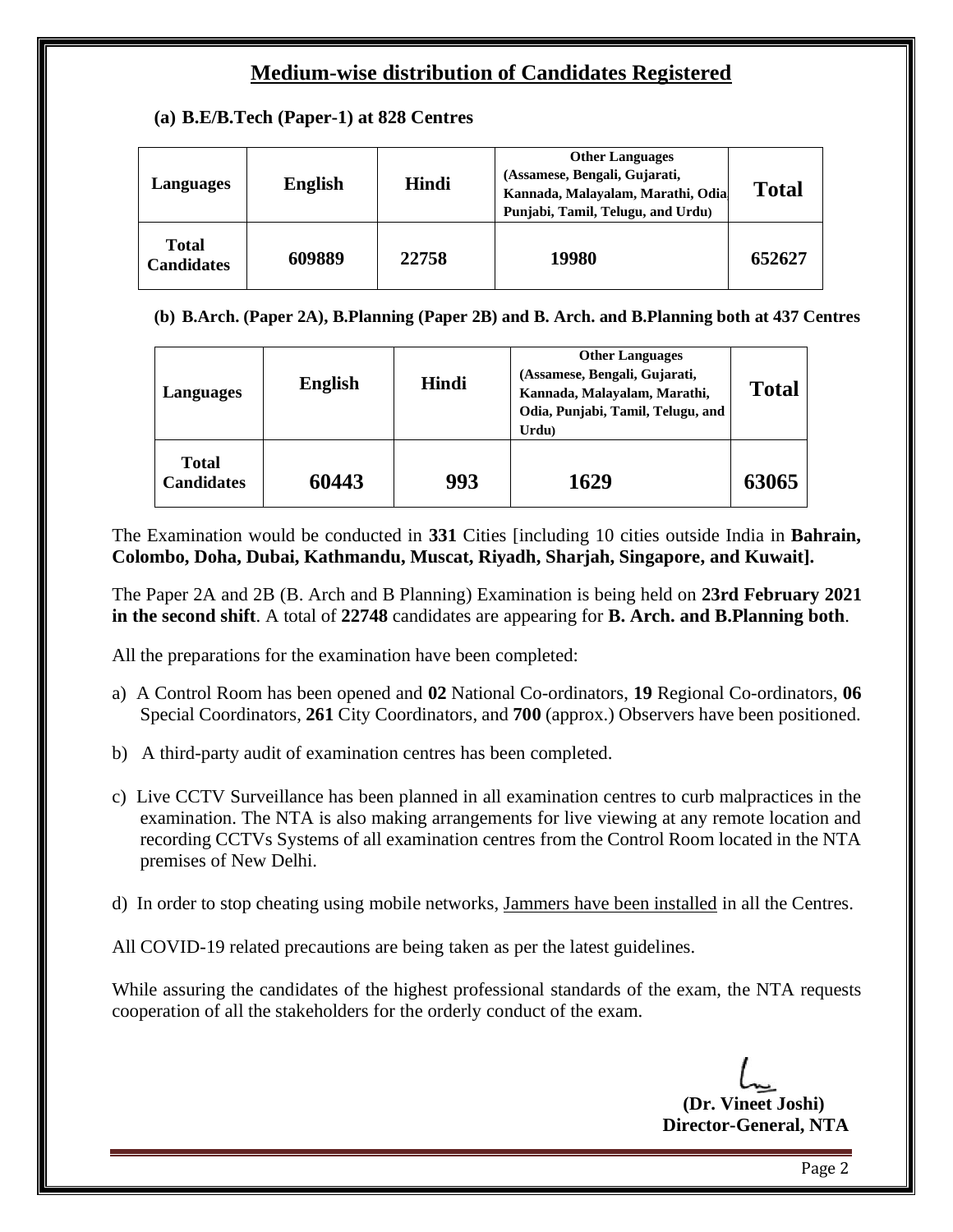## Medium-wise distribution of Candidates Registered

**(a) B.E/B.Tech (Paper-1) at 828 Centres**

| Languages | English | Hindi | Other Languages (Assamese, Bengali, Gujarati, Kannada, Malayalam, Marathi, Odia, Punjabi, Tamil, Telugu, and Urdu) | Total |
|---|---|---|---|---|
| **Total Candidates** | **609889** | **22758** | **19980** | **652627** |

**(b) B.Arch. (Paper 2A), B.Planning (Paper 2B) and B. Arch. and B.Planning both at 437 Centres**

| Languages | English | Hindi | Other Languages (Assamese, Bengali, Gujarati, Kannada, Malayalam, Marathi, Odia, Punjabi, Tamil, Telugu, and Urdu) | Total |
|---|---|---|---|---|
| **Total Candidates** | **60443** | **993** | **1629** | **63065** |

The Examination would be conducted in **331** Cities [including 10 cities outside India in **Bahrain, Colombo, Doha, Dubai, Kathmandu, Muscat, Riyadh, Sharjah, Singapore, and Kuwait].**

The Paper 2A and 2B (B. Arch and B Planning) Examination is being held on **23rd February 2021 in the second shift**. A total of **22748** candidates are appearing for **B. Arch. and B.Planning both**.

All the preparations for the examination have been completed:

a) A Control Room has been opened and **02** National Co-ordinators, **19** Regional Co-ordinators, **06** Special Coordinators, **261** City Coordinators, and **700** (approx.) Observers have been positioned.

b) A third-party audit of examination centres has been completed.

c) Live CCTV Surveillance has been planned in all examination centres to curb malpractices in the examination. The NTA is also making arrangements for live viewing at any remote location and recording CCTVs Systems of all examination centres from the Control Room located in the NTA premises of New Delhi.

d) In order to stop cheating using mobile networks, Jammers have been installed in all the Centres.

All COVID-19 related precautions are being taken as per the latest guidelines.

While assuring the candidates of the highest professional standards of the exam, the NTA requests cooperation of all the stakeholders for the orderly conduct of the exam.

**(Dr. Vineet Joshi)**
**Director-General, NTA**